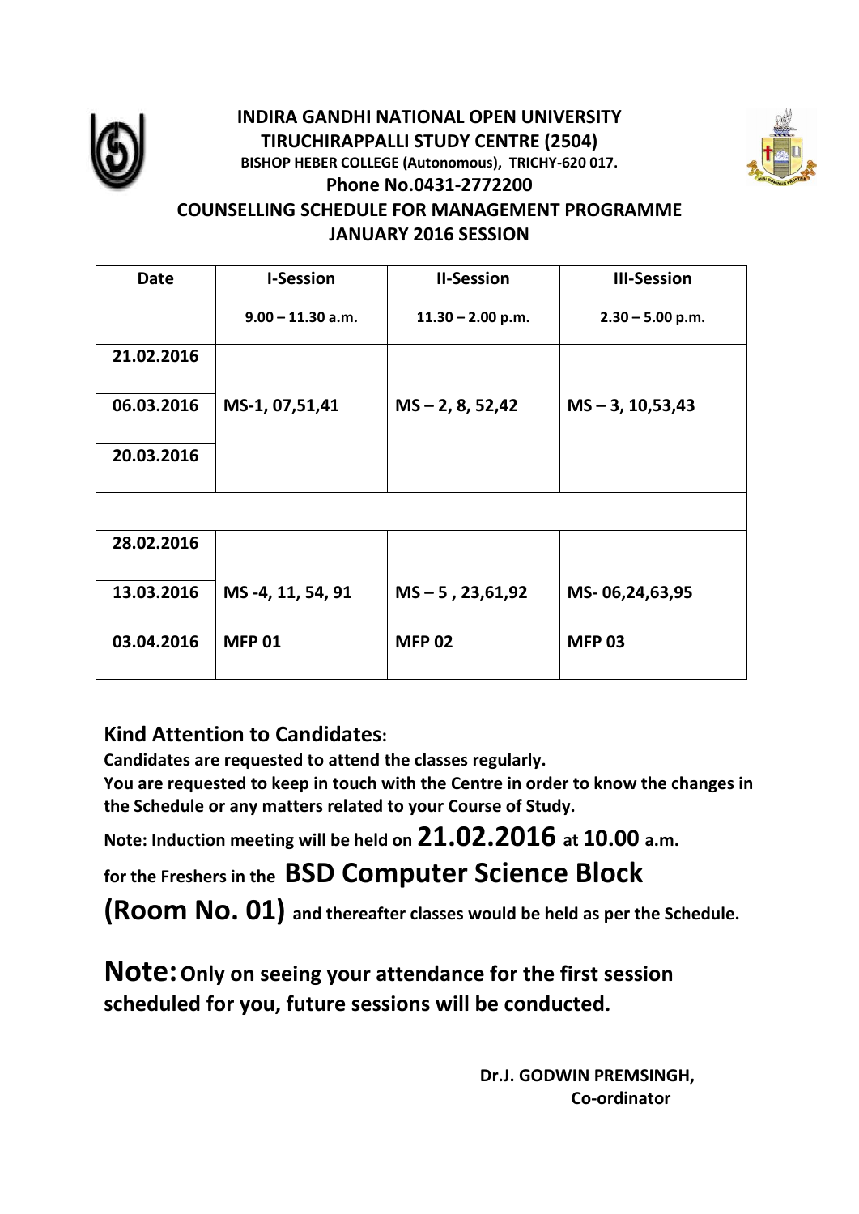# INDIRA GANDHI NATIONAL OPEN UNIVERSITY

## TIRUCHIRAPPALLI STUDY CENTRE (2504)

**BISHOP HEBER COLLEGE (Autonomous), TRICHY-620 017.**

**Phone No.0431-2772200**

## COUNSELLING SCHEDULE FOR MANAGEMENT PROGRAMME

## JANUARY 2016 SESSION

| Date | I-Session<br>9.00 – 11.30 a.m. | II-Session<br>11.30 – 2.00 p.m. | III-Session<br>2.30 – 5.00 p.m. |
|---|---|---|---|
| 21.02.2016 | | | |
| 06.03.2016 | MS-1, 07,51,41 | MS – 2, 8, 52,42 | MS – 3, 10,53,43 |
| 20.03.2016 | | | |
| | | | |
| 28.02.2016 | | | |
| 13.03.2016 | MS -4, 11, 54, 91 | MS – 5 , 23,61,92 | MS- 06,24,63,95 |
| 03.04.2016 | MFP 01 | MFP 02 | MFP 03 |

### Kind Attention to Candidates:

**Candidates are requested to attend the classes regularly.**

**You are requested to keep in touch with the Centre in order to know the changes in the Schedule or any matters related to your Course of Study.**

**Note: Induction meeting will be held on 21.02.2016 at 10.00 a.m. for the Freshers in the BSD Computer Science Block (Room No. 01) and thereafter classes would be held as per the Schedule.**

**Note: Only on seeing your attendance for the first session scheduled for you, future sessions will be conducted.**

**Dr.J. GODWIN PREMSINGH,**
**Co-ordinator**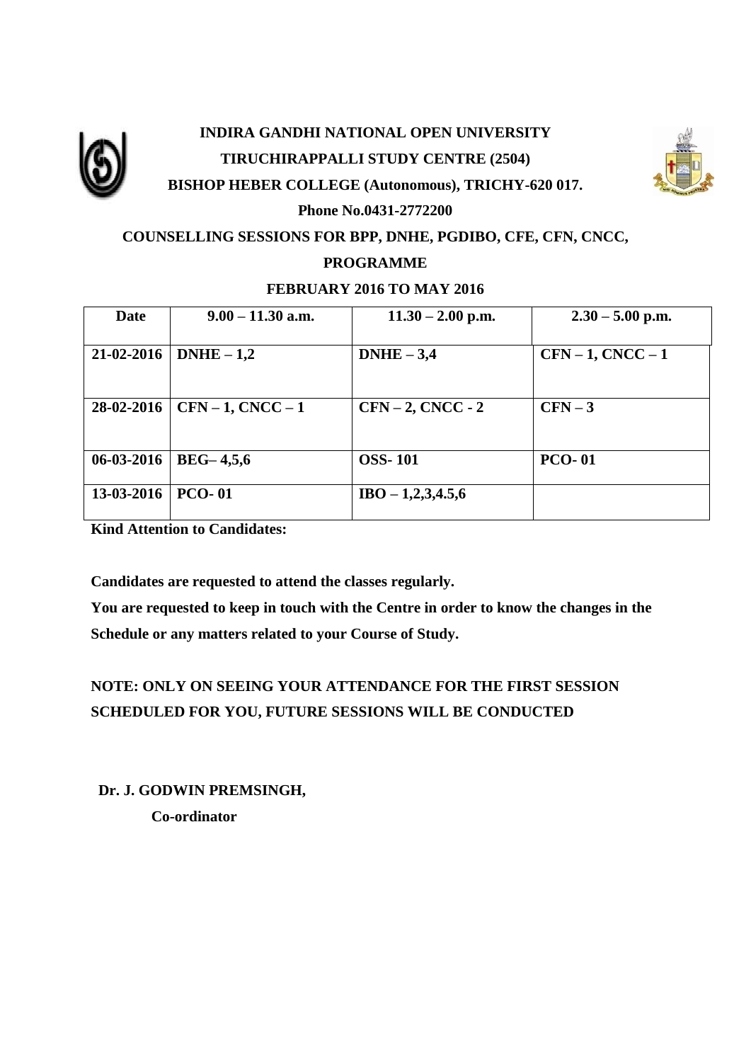**INDIRA GANDHI NATIONAL OPEN UNIVERSITY**

**TIRUCHIRAPPALLI STUDY CENTRE (2504)**

**BISHOP HEBER COLLEGE (Autonomous), TRICHY-620 017.**

**Phone No.0431-2772200**

**COUNSELLING SESSIONS FOR BPP, DNHE, PGDIBO, CFE, CFN, CNCC,**

**PROGRAMME**

**FEBRUARY 2016 TO MAY 2016**

| Date | 9.00 – 11.30 a.m. | 11.30 – 2.00 p.m. | 2.30 – 5.00 p.m. |
|---|---|---|---|
| 21-02-2016 | DNHE – 1,2 | DNHE – 3,4 | CFN – 1, CNCC – 1 |
| 28-02-2016 | CFN – 1, CNCC – 1 | CFN – 2, CNCC - 2 | CFN – 3 |
| 06-03-2016 | BEG– 4,5,6 | OSS- 101 | PCO- 01 |
| 13-03-2016 | PCO- 01 | IBO – 1,2,3,4.5,6 | |

**Kind Attention to Candidates:**

**Candidates are requested to attend the classes regularly.**

**You are requested to keep in touch with the Centre in order to know the changes in the Schedule or any matters related to your Course of Study.**

**NOTE: ONLY ON SEEING YOUR ATTENDANCE FOR THE FIRST SESSION SCHEDULED FOR YOU, FUTURE SESSIONS WILL BE CONDUCTED**

**Dr. J. GODWIN PREMSINGH,**

**Co-ordinator**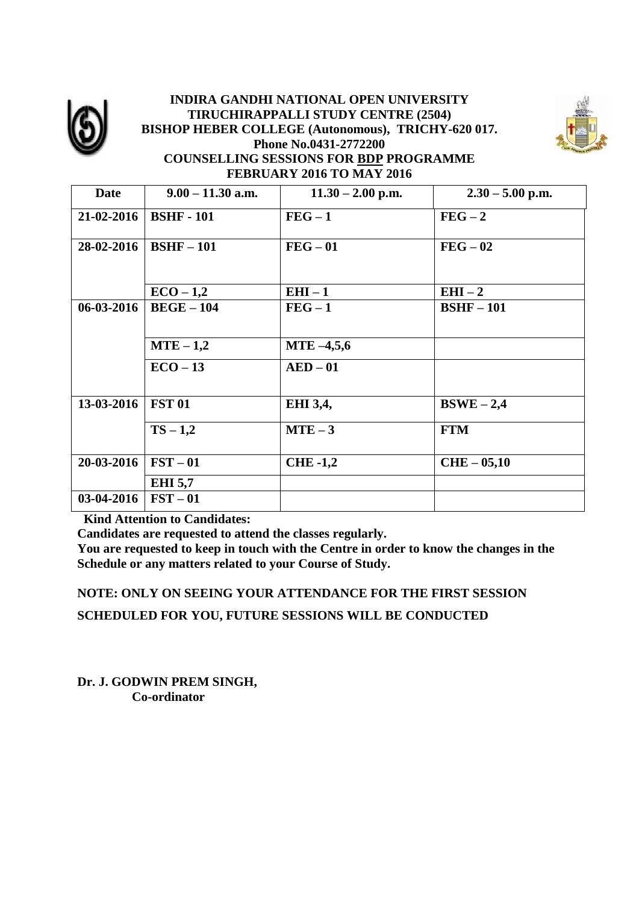**INDIRA GANDHI NATIONAL OPEN UNIVERSITY**
**TIRUCHIRAPPALLI STUDY CENTRE (2504)**
**BISHOP HEBER COLLEGE (Autonomous), TRICHY-620 017.**
**Phone No.0431-2772200**
**COUNSELLING SESSIONS FOR BDP PROGRAMME**
**FEBRUARY 2016 TO MAY 2016**

| Date | 9.00 – 11.30 a.m. | 11.30 – 2.00 p.m. | 2.30 – 5.00 p.m. |
|---|---|---|---|
| 21-02-2016 | BSHF - 101 | FEG – 1 | FEG – 2 |
| 28-02-2016 | BSHF – 101 | FEG – 01 | FEG – 02 |
| | ECO – 1,2 | EHI – 1 | EHI – 2 |
| 06-03-2016 | BEGE – 104 | FEG – 1 | BSHF – 101 |
| | MTE – 1,2 | MTE –4,5,6 | |
| | ECO – 13 | AED – 01 | |
| 13-03-2016 | FST 01 | EHI 3,4, | BSWE – 2,4 |
| | TS – 1,2 | MTE – 3 | FTM |
| 20-03-2016 | FST – 01 | CHE -1,2 | CHE – 05,10 |
| | EHI 5,7 | | |
| 03-04-2016 | FST – 01 | | |

**Kind Attention to Candidates:**

**Candidates are requested to attend the classes regularly.**

**You are requested to keep in touch with the Centre in order to know the changes in the Schedule or any matters related to your Course of Study.**

**NOTE: ONLY ON SEEING YOUR ATTENDANCE FOR THE FIRST SESSION SCHEDULED FOR YOU, FUTURE SESSIONS WILL BE CONDUCTED**

**Dr. J. GODWIN PREM SINGH,**
**Co-ordinator**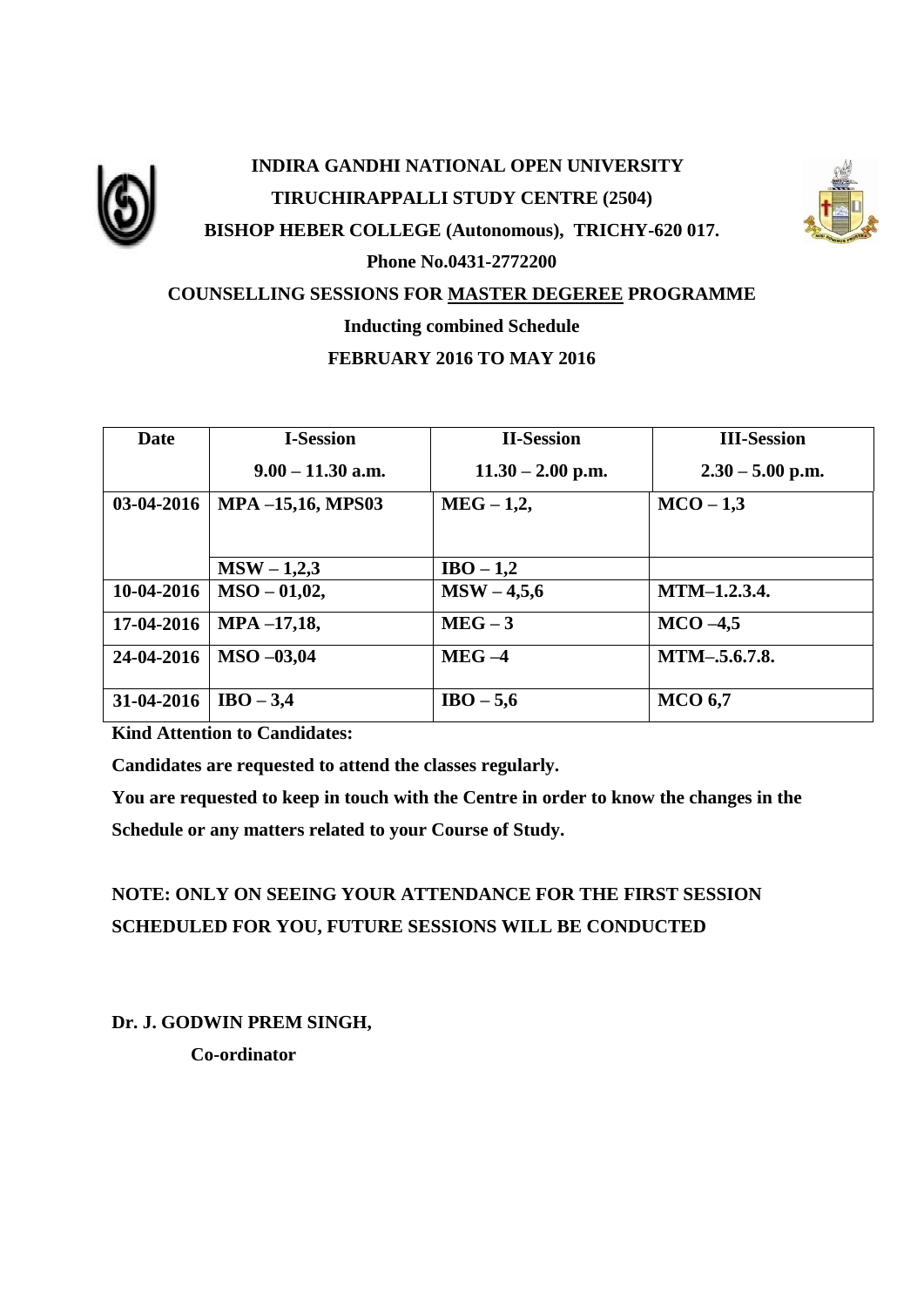**INDIRA GANDHI NATIONAL OPEN UNIVERSITY**

**TIRUCHIRAPPALLI STUDY CENTRE (2504)**

**BISHOP HEBER COLLEGE (Autonomous), TRICHY-620 017.**

**Phone No.0431-2772200**

**COUNSELLING SESSIONS FOR MASTER DEGEREE PROGRAMME**

**Inducting combined Schedule**

**FEBRUARY 2016 TO MAY 2016**

| Date | I-Session 9.00 – 11.30 a.m. | II-Session 11.30 – 2.00 p.m. | III-Session 2.30 – 5.00 p.m. |
|---|---|---|---|
| 03-04-2016 | MPA –15,16, MPS03 | MEG – 1,2, | MCO – 1,3 |
| | MSW – 1,2,3 | IBO – 1,2 | |
| 10-04-2016 | MSO – 01,02, | MSW – 4,5,6 | MTM–1.2.3.4. |
| 17-04-2016 | MPA –17,18, | MEG – 3 | MCO –4,5 |
| 24-04-2016 | MSO –03,04 | MEG –4 | MTM–.5.6.7.8. |
| 31-04-2016 | IBO – 3,4 | IBO – 5,6 | MCO 6,7 |

**Kind Attention to Candidates:**

**Candidates are requested to attend the classes regularly.**

**You are requested to keep in touch with the Centre in order to know the changes in the Schedule or any matters related to your Course of Study.**

**NOTE: ONLY ON SEEING YOUR ATTENDANCE FOR THE FIRST SESSION SCHEDULED FOR YOU, FUTURE SESSIONS WILL BE CONDUCTED**

**Dr. J. GODWIN PREM SINGH,**

**Co-ordinator**